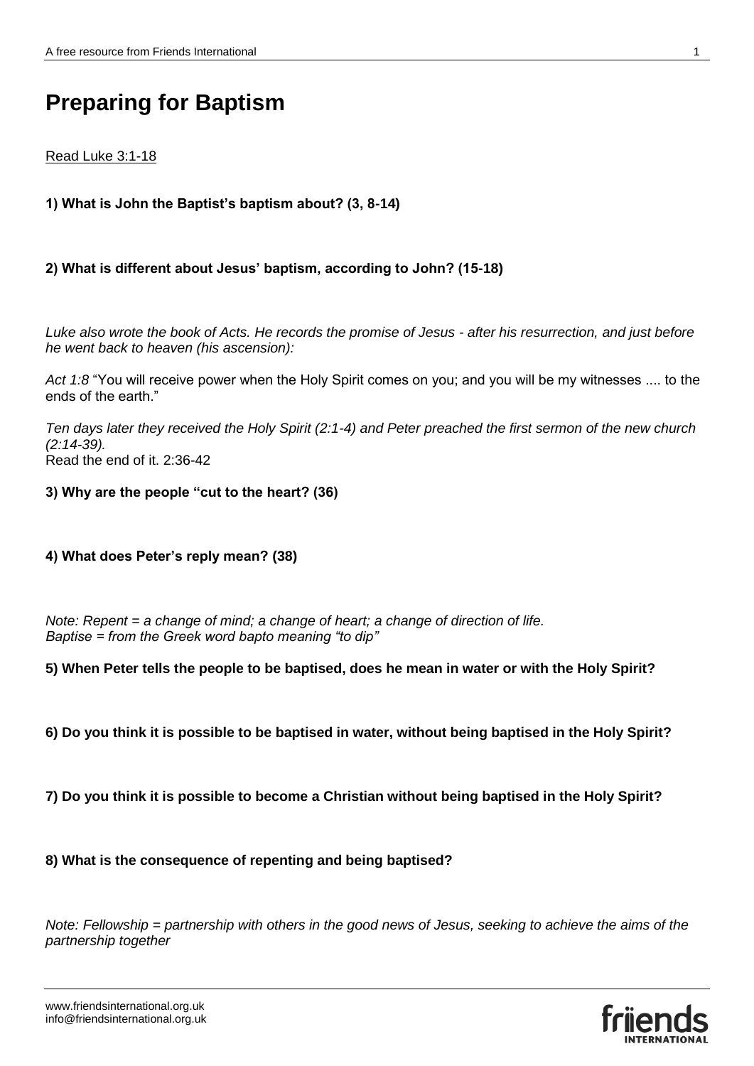# Preparing for Baptism

Read Luke 3:1-18

**1) What is John the Baptist's baptism about? (3, 8-14)**

**2) What is different about Jesus' baptism, according to John? (15-18)**

*Luke also wrote the book of Acts. He records the promise of Jesus - after his resurrection, and just before he went back to heaven (his ascension):*

*Act 1:8* "You will receive power when the Holy Spirit comes on you; and you will be my witnesses .... to the ends of the earth."

*Ten days later they received the Holy Spirit (2:1-4) and Peter preached the first sermon of the new church (2:14-39).*
Read the end of it. 2:36-42

**3) Why are the people "cut to the heart? (36)**

**4) What does Peter's reply mean? (38)**

*Note: Repent = a change of mind; a change of heart; a change of direction of life.*
*Baptise = from the Greek word bapto meaning "to dip"*

**5) When Peter tells the people to be baptised, does he mean in water or with the Holy Spirit?**

**6) Do you think it is possible to be baptised in water, without being baptised in the Holy Spirit?**

**7) Do you think it is possible to become a Christian without being baptised in the Holy Spirit?**

**8) What is the consequence of repenting and being baptised?**

*Note: Fellowship = partnership with others in the good news of Jesus, seeking to achieve the aims of the partnership together*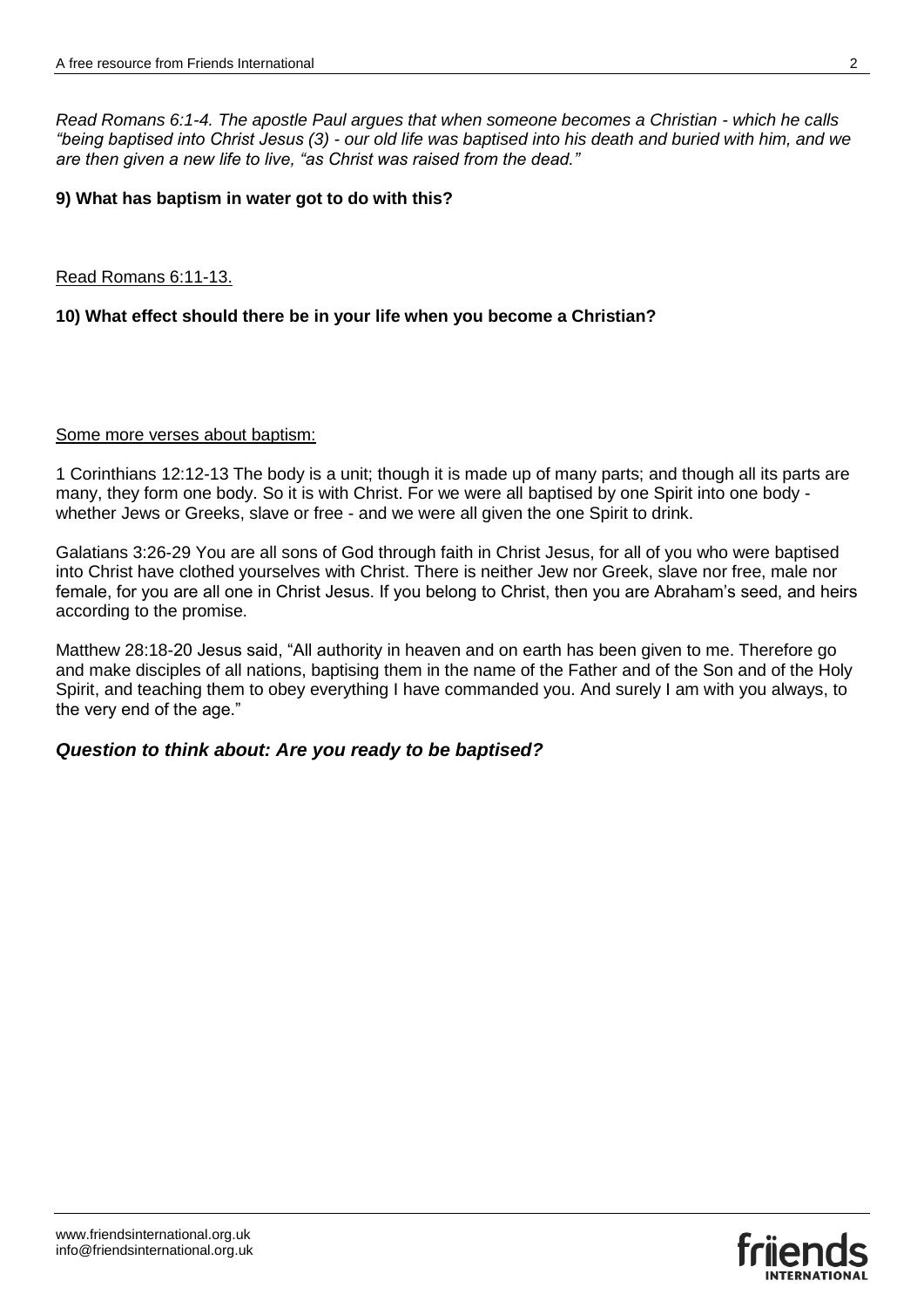*Read Romans 6:1-4. The apostle Paul argues that when someone becomes a Christian - which he calls "being baptised into Christ Jesus (3) - our old life was baptised into his death and buried with him, and we are then given a new life to live, "as Christ was raised from the dead."*

**9) What has baptism in water got to do with this?**

Read Romans 6:11-13.

**10) What effect should there be in your life when you become a Christian?**

Some more verses about baptism:

1 Corinthians 12:12-13 The body is a unit; though it is made up of many parts; and though all its parts are many, they form one body. So it is with Christ. For we were all baptised by one Spirit into one body - whether Jews or Greeks, slave or free - and we were all given the one Spirit to drink.

Galatians 3:26-29 You are all sons of God through faith in Christ Jesus, for all of you who were baptised into Christ have clothed yourselves with Christ. There is neither Jew nor Greek, slave nor free, male nor female, for you are all one in Christ Jesus. If you belong to Christ, then you are Abraham's seed, and heirs according to the promise.

Matthew 28:18-20 Jesus said, "All authority in heaven and on earth has been given to me. Therefore go and make disciples of all nations, baptising them in the name of the Father and of the Son and of the Holy Spirit, and teaching them to obey everything I have commanded you. And surely I am with you always, to the very end of the age."

***Question to think about: Are you ready to be baptised?***